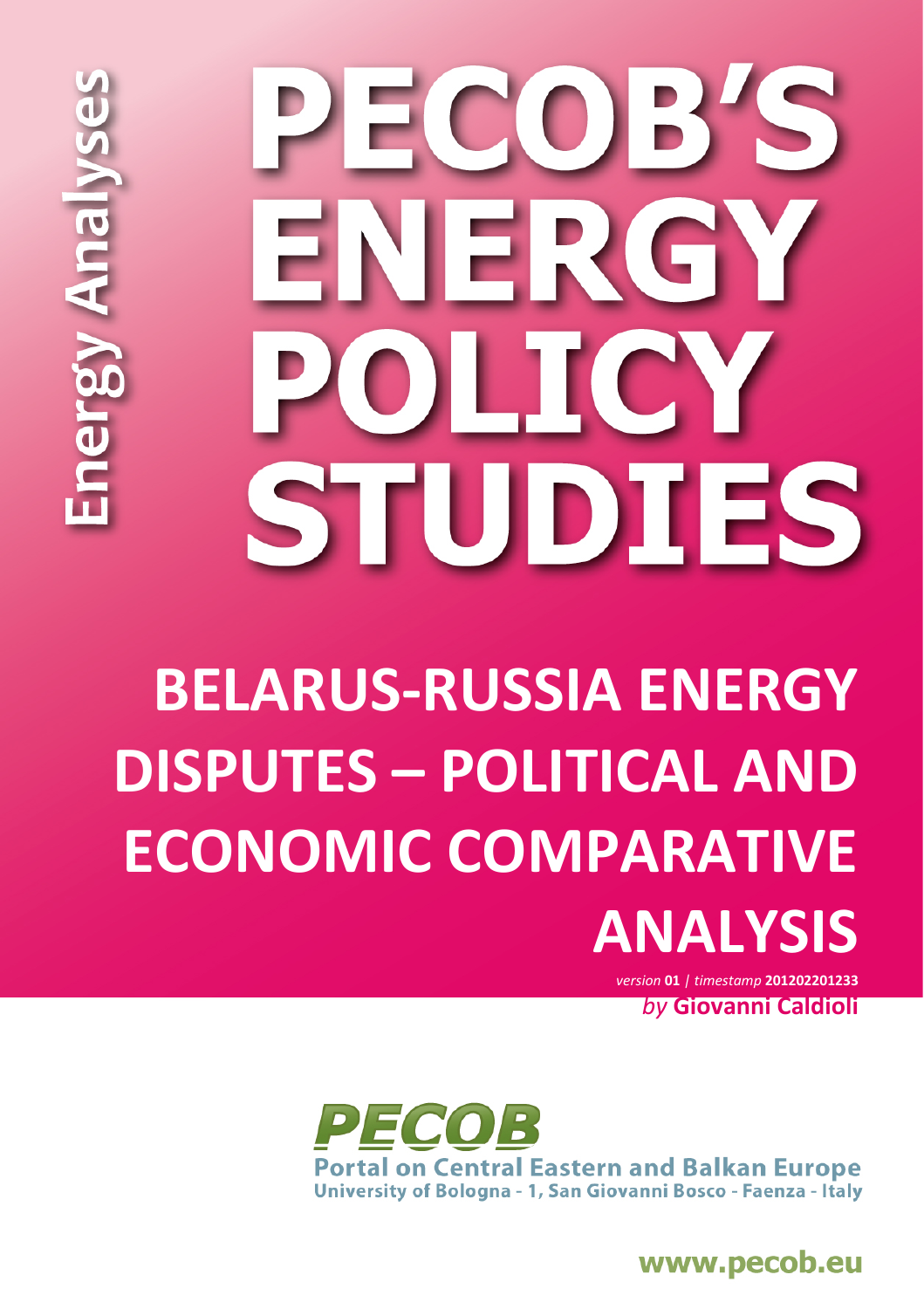Energy Analyses

# PECOB'S ENERGY POLICY STUDIES

# BELARUS-RUSSIA ENERGY DISPUTES – POLITICAL AND ECONOMIC COMPARATIVE ANALYSIS

*version* **01** | *timestamp* **201202201233**

*by* **Giovanni Caldioli**

**PECOB**

Portal on Central Eastern and Balkan Europe

University of Bologna - 1, San Giovanni Bosco - Faenza - Italy

www.pecob.eu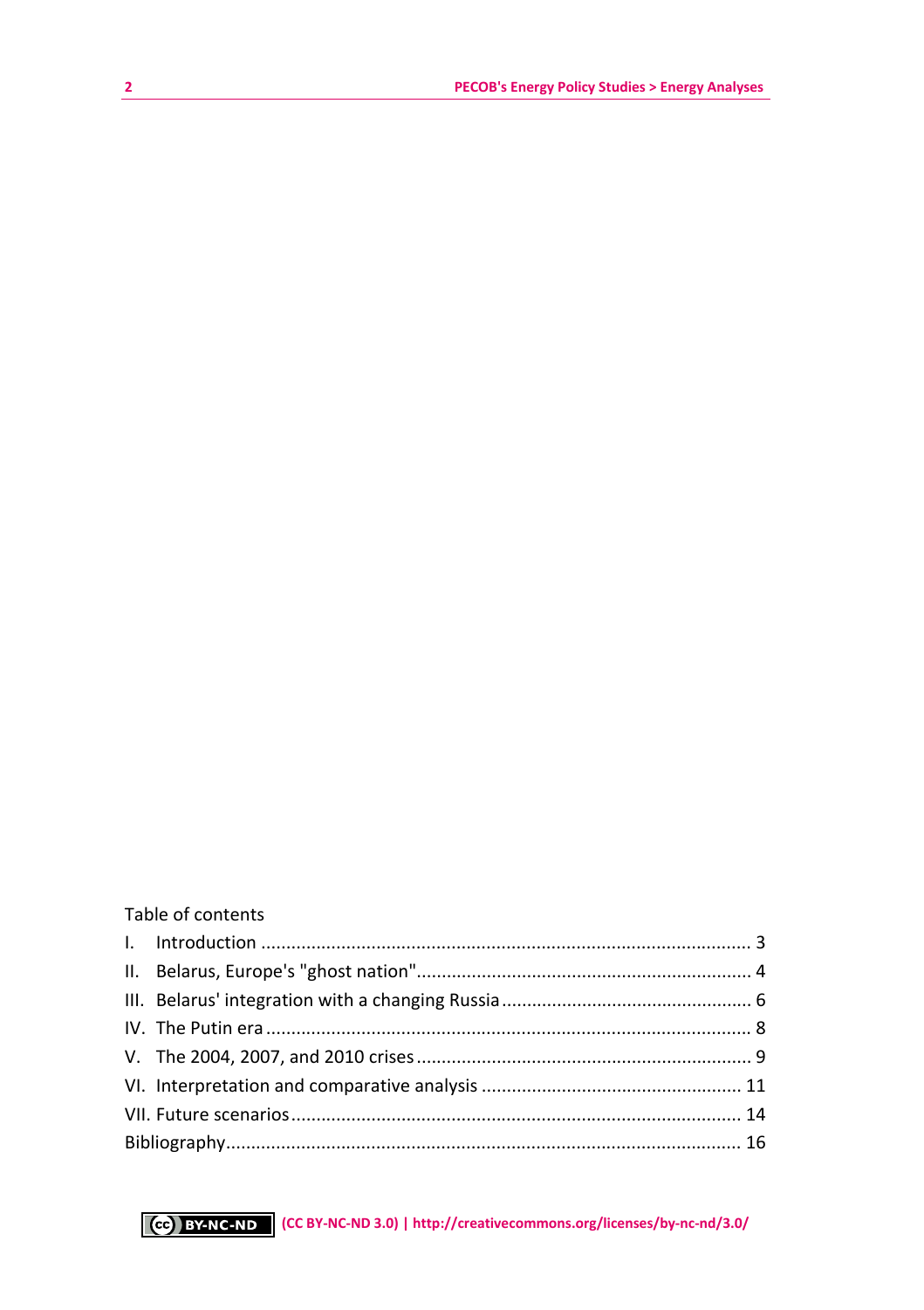Table of contents

I. Introduction ............................................................................................. 3

II. Belarus, Europe's "ghost nation" ................................................................ 4

III. Belarus' integration with a changing Russia ............................................... 6

IV. The Putin era ............................................................................................. 8

V. The 2004, 2007, and 2010 crises ................................................................. 9

VI. Interpretation and comparative analysis .................................................. 11

VII. Future scenarios ...................................................................................... 14

Bibliography .................................................................................................. 16

(CC BY-NC-ND 3.0) | http://creativecommons.org/licenses/by-nc-nd/3.0/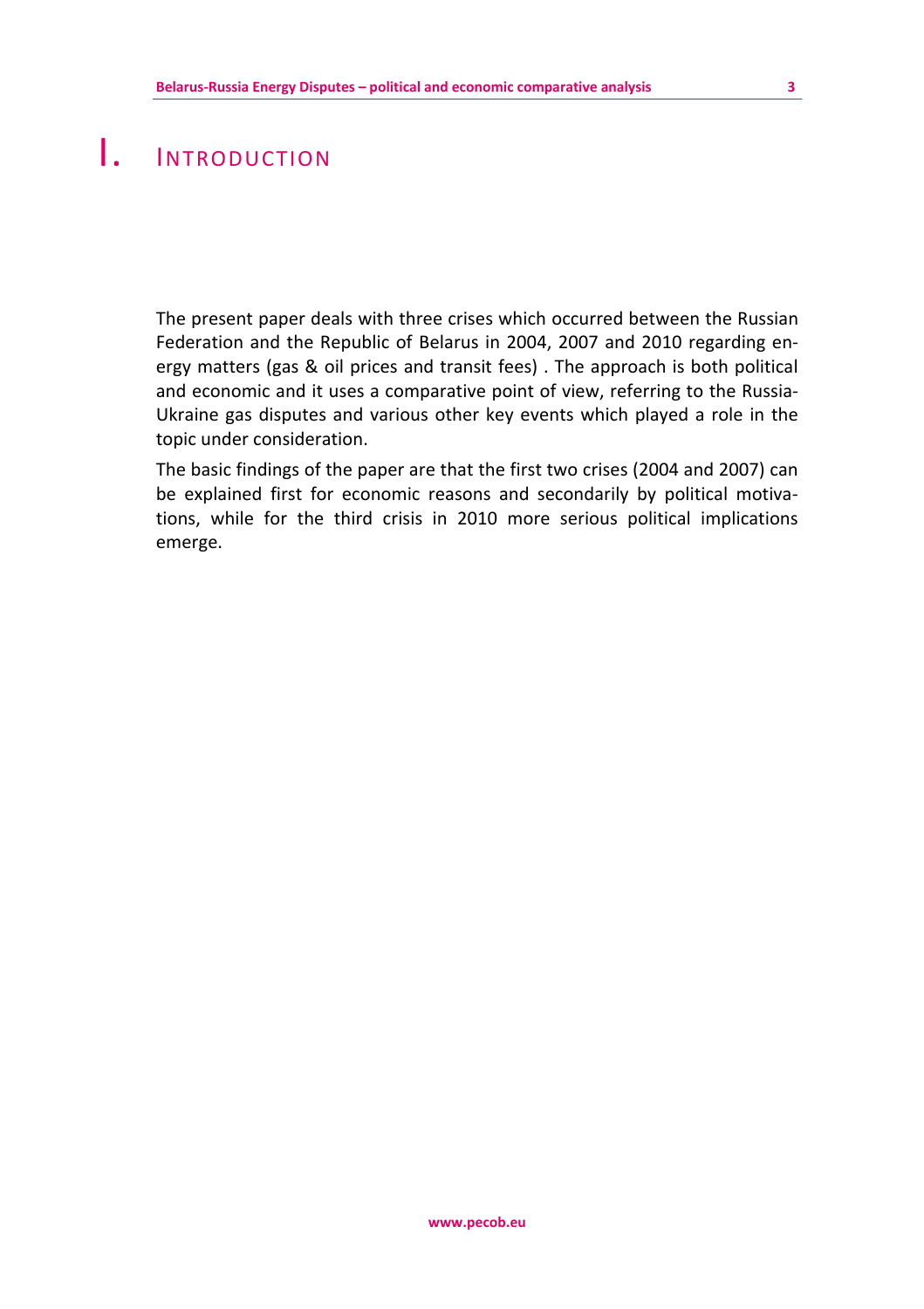# I. INTRODUCTION

The present paper deals with three crises which occurred between the Russian Federation and the Republic of Belarus in 2004, 2007 and 2010 regarding energy matters (gas & oil prices and transit fees) . The approach is both political and economic and it uses a comparative point of view, referring to the Russia-Ukraine gas disputes and various other key events which played a role in the topic under consideration.

The basic findings of the paper are that the first two crises (2004 and 2007) can be explained first for economic reasons and secondarily by political motivations, while for the third crisis in 2010 more serious political implications emerge.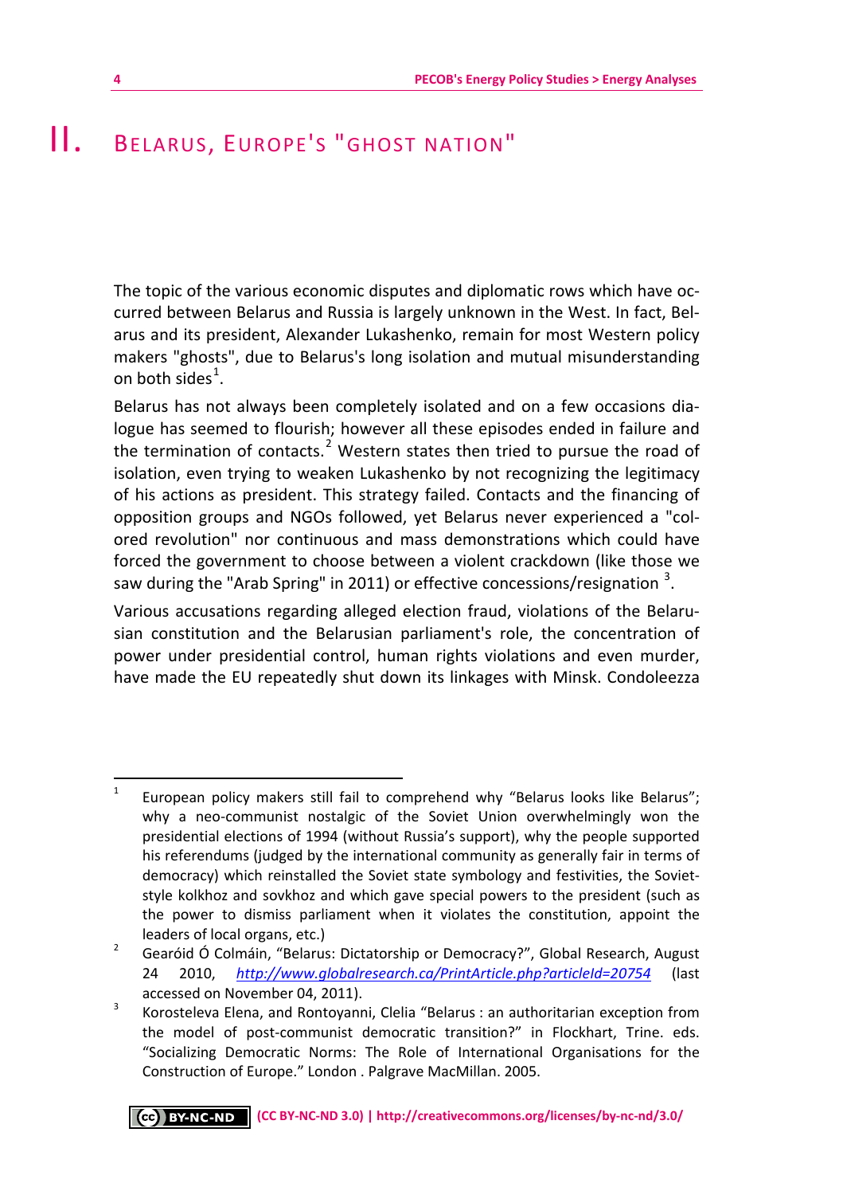# II. Belarus, Europe's "ghost nation"

The topic of the various economic disputes and diplomatic rows which have occurred between Belarus and Russia is largely unknown in the West. In fact, Belarus and its president, Alexander Lukashenko, remain for most Western policy makers "ghosts", due to Belarus's long isolation and mutual misunderstanding on both sides[1].

Belarus has not always been completely isolated and on a few occasions dialogue has seemed to flourish; however all these episodes ended in failure and the termination of contacts.[2] Western states then tried to pursue the road of isolation, even trying to weaken Lukashenko by not recognizing the legitimacy of his actions as president. This strategy failed. Contacts and the financing of opposition groups and NGOs followed, yet Belarus never experienced a "colored revolution" nor continuous and mass demonstrations which could have forced the government to choose between a violent crackdown (like those we saw during the "Arab Spring" in 2011) or effective concessions/resignation [3].

Various accusations regarding alleged election fraud, violations of the Belarusian constitution and the Belarusian parliament's role, the concentration of power under presidential control, human rights violations and even murder, have made the EU repeatedly shut down its linkages with Minsk. Condoleezza

---

[1] European policy makers still fail to comprehend why "Belarus looks like Belarus"; why a neo-communist nostalgic of the Soviet Union overwhelmingly won the presidential elections of 1994 (without Russia's support), why the people supported his referendums (judged by the international community as generally fair in terms of democracy) which reinstalled the Soviet state symbology and festivities, the Soviet-style kolkhoz and sovkhoz and which gave special powers to the president (such as the power to dismiss parliament when it violates the constitution, appoint the leaders of local organs, etc.)

[2] Gearóid Ó Colmáin, "Belarus: Dictatorship or Democracy?", Global Research, August 24 2010, *http://www.globalresearch.ca/PrintArticle.php?articleId=20754* (last accessed on November 04, 2011).

[3] Korosteleva Elena, and Rontoyanni, Clelia "Belarus : an authoritarian exception from the model of post-communist democratic transition?" in Flockhart, Trine. eds. "Socializing Democratic Norms: The Role of International Organisations for the Construction of Europe." London . Palgrave MacMillan. 2005.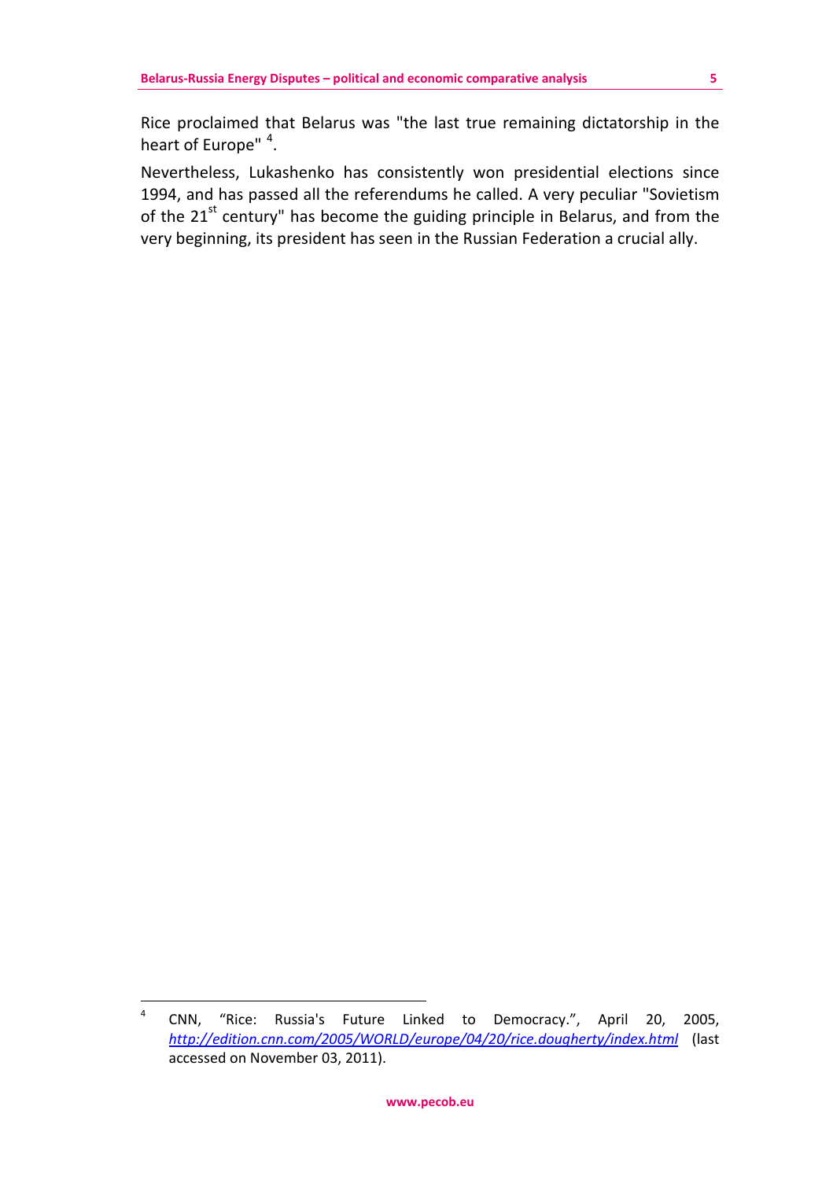Rice proclaimed that Belarus was "the last true remaining dictatorship in the heart of Europe" [4].

Nevertheless, Lukashenko has consistently won presidential elections since 1994, and has passed all the referendums he called. A very peculiar "Sovietism of the 21st century" has become the guiding principle in Belarus, and from the very beginning, its president has seen in the Russian Federation a crucial ally.

---

[4] CNN, "Rice: Russia's Future Linked to Democracy.", April 20, 2005, *http://edition.cnn.com/2005/WORLD/europe/04/20/rice.dougherty/index.html* (last accessed on November 03, 2011).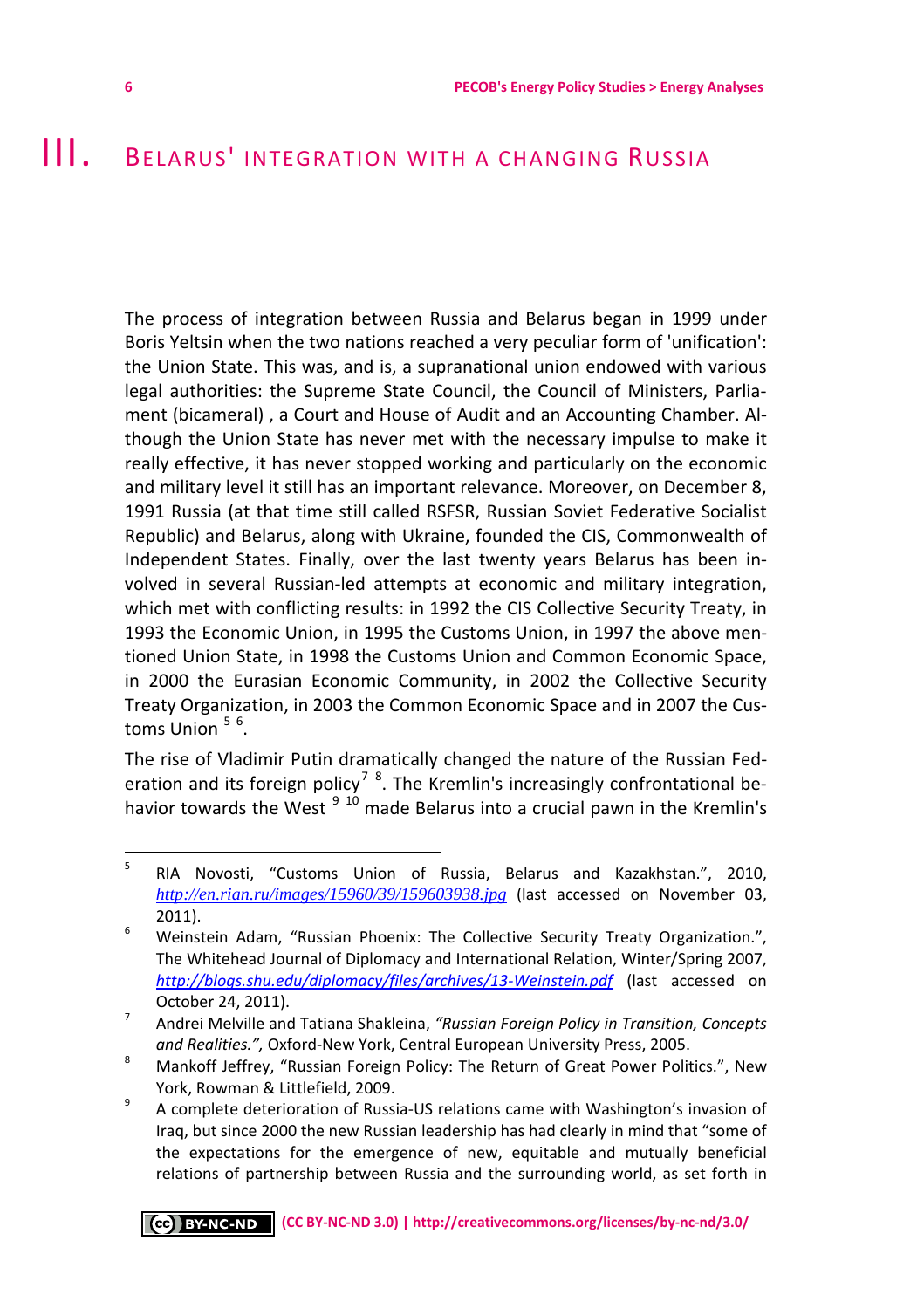# III. Belarus' integration with a changing Russia

The process of integration between Russia and Belarus began in 1999 under Boris Yeltsin when the two nations reached a very peculiar form of 'unification': the Union State. This was, and is, a supranational union endowed with various legal authorities: the Supreme State Council, the Council of Ministers, Parliament (bicameral) , a Court and House of Audit and an Accounting Chamber. Although the Union State has never met with the necessary impulse to make it really effective, it has never stopped working and particularly on the economic and military level it still has an important relevance. Moreover, on December 8, 1991 Russia (at that time still called RSFSR, Russian Soviet Federative Socialist Republic) and Belarus, along with Ukraine, founded the CIS, Commonwealth of Independent States. Finally, over the last twenty years Belarus has been involved in several Russian-led attempts at economic and military integration, which met with conflicting results: in 1992 the CIS Collective Security Treaty, in 1993 the Economic Union, in 1995 the Customs Union, in 1997 the above mentioned Union State, in 1998 the Customs Union and Common Economic Space, in 2000 the Eurasian Economic Community, in 2002 the Collective Security Treaty Organization, in 2003 the Common Economic Space and in 2007 the Customs Union [5] [6].

The rise of Vladimir Putin dramatically changed the nature of the Russian Federation and its foreign policy[7] [8]. The Kremlin's increasingly confrontational behavior towards the West [9] [10] made Belarus into a crucial pawn in the Kremlin's

---

[5] RIA Novosti, "Customs Union of Russia, Belarus and Kazakhstan.", 2010, *http://en.rian.ru/images/15960/39/159603938.jpg* (last accessed on November 03, 2011).

[6] Weinstein Adam, "Russian Phoenix: The Collective Security Treaty Organization.", The Whitehead Journal of Diplomacy and International Relation, Winter/Spring 2007, *http://blogs.shu.edu/diplomacy/files/archives/13-Weinstein.pdf* (last accessed on October 24, 2011).

[7] Andrei Melville and Tatiana Shakleina, *"Russian Foreign Policy in Transition, Concepts and Realities.",* Oxford-New York, Central European University Press, 2005.

[8] Mankoff Jeffrey, "Russian Foreign Policy: The Return of Great Power Politics.", New York, Rowman & Littlefield, 2009.

[9] A complete deterioration of Russia-US relations came with Washington's invasion of Iraq, but since 2000 the new Russian leadership has had clearly in mind that "some of the expectations for the emergence of new, equitable and mutually beneficial relations of partnership between Russia and the surrounding world, as set forth in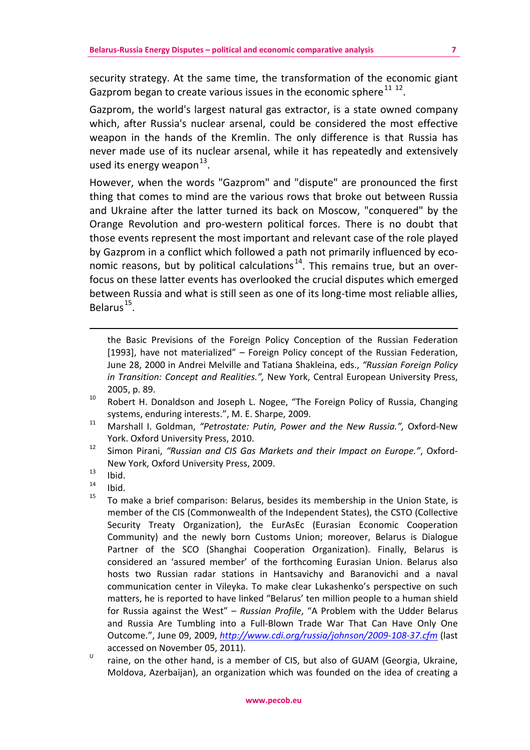security strategy. At the same time, the transformation of the economic giant Gazprom began to create various issues in the economic sphere[11] [12].

Gazprom, the world's largest natural gas extractor, is a state owned company which, after Russia's nuclear arsenal, could be considered the most effective weapon in the hands of the Kremlin. The only difference is that Russia has never made use of its nuclear arsenal, while it has repeatedly and extensively used its energy weapon[13].

However, when the words "Gazprom" and "dispute" are pronounced the first thing that comes to mind are the various rows that broke out between Russia and Ukraine after the latter turned its back on Moscow, "conquered" by the Orange Revolution and pro-western political forces. There is no doubt that those events represent the most important and relevant case of the role played by Gazprom in a conflict which followed a path not primarily influenced by economic reasons, but by political calculations[14]. This remains true, but an over-focus on these latter events has overlooked the crucial disputes which emerged between Russia and what is still seen as one of its long-time most reliable allies, Belarus[15].

---

the Basic Previsions of the Foreign Policy Conception of the Russian Federation [1993], have not materialized" – Foreign Policy concept of the Russian Federation, June 28, 2000 in Andrei Melville and Tatiana Shakleina, eds., *"Russian Foreign Policy in Transition: Concept and Realities.",* New York, Central European University Press, 2005, p. 89.

[10] Robert H. Donaldson and Joseph L. Nogee, "The Foreign Policy of Russia, Changing systems, enduring interests.", M. E. Sharpe, 2009.

[11] Marshall I. Goldman, *"Petrostate: Putin, Power and the New Russia.",* Oxford-New York. Oxford University Press, 2010.

[12] Simon Pirani, *"Russian and CIS Gas Markets and their Impact on Europe."*, Oxford-New York, Oxford University Press, 2009.

[13] Ibid.

[14] Ibid.

[15] To make a brief comparison: Belarus, besides its membership in the Union State, is member of the CIS (Commonwealth of the Independent States), the CSTO (Collective Security Treaty Organization), the EurAsEc (Eurasian Economic Cooperation Community) and the newly born Customs Union; moreover, Belarus is Dialogue Partner of the SCO (Shanghai Cooperation Organization). Finally, Belarus is considered an 'assured member' of the forthcoming Eurasian Union. Belarus also hosts two Russian radar stations in Hantsavichy and Baranovichi and a naval communication center in Vileyka. To make clear Lukashenko's perspective on such matters, he is reported to have linked "Belarus' ten million people to a human shield for Russia against the West" – *Russian Profile*, "A Problem with the Udder Belarus and Russia Are Tumbling into a Full-Blown Trade War That Can Have Only One Outcome.", June 09, 2009, *http://www.cdi.org/russia/johnson/2009-108-37.cfm* (last accessed on November 05, 2011).

U raine, on the other hand, is a member of CIS, but also of GUAM (Georgia, Ukraine, Moldova, Azerbaijan), an organization which was founded on the idea of creating a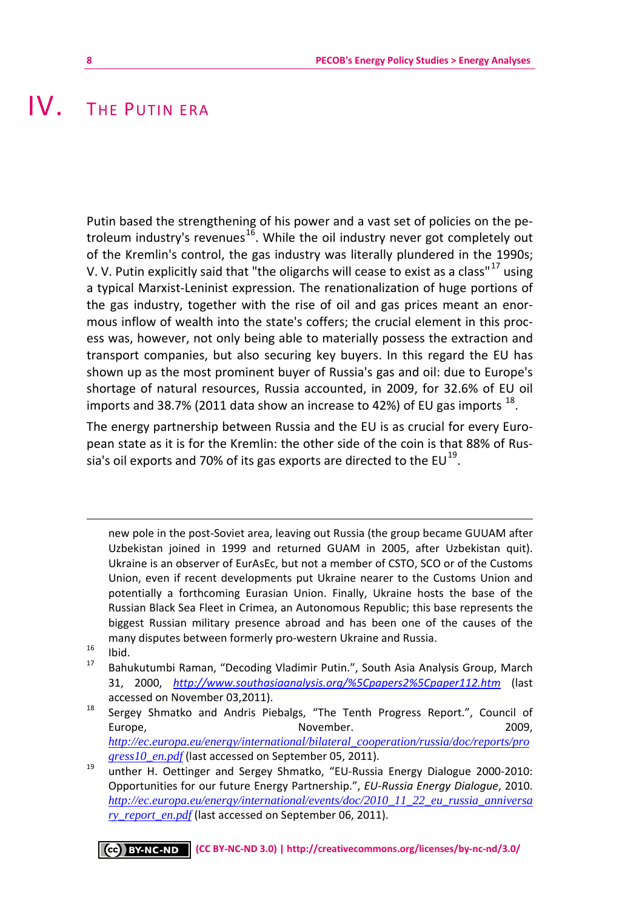# IV. The Putin Era

Putin based the strengthening of his power and a vast set of policies on the petroleum industry's revenues[16]. While the oil industry never got completely out of the Kremlin's control, the gas industry was literally plundered in the 1990s; V. V. Putin explicitly said that "the oligarchs will cease to exist as a class"[17] using a typical Marxist-Leninist expression. The renationalization of huge portions of the gas industry, together with the rise of oil and gas prices meant an enormous inflow of wealth into the state's coffers; the crucial element in this process was, however, not only being able to materially possess the extraction and transport companies, but also securing key buyers. In this regard the EU has shown up as the most prominent buyer of Russia's gas and oil: due to Europe's shortage of natural resources, Russia accounted, in 2009, for 32.6% of EU oil imports and 38.7% (2011 data show an increase to 42%) of EU gas imports [18].

The energy partnership between Russia and the EU is as crucial for every European state as it is for the Kremlin: the other side of the coin is that 88% of Russia's oil exports and 70% of its gas exports are directed to the EU[19].

---

new pole in the post-Soviet area, leaving out Russia (the group became GUUAM after Uzbekistan joined in 1999 and returned GUAM in 2005, after Uzbekistan quit). Ukraine is an observer of EurAsEc, but not a member of CSTO, SCO or of the Customs Union, even if recent developments put Ukraine nearer to the Customs Union and potentially a forthcoming Eurasian Union. Finally, Ukraine hosts the base of the Russian Black Sea Fleet in Crimea, an Autonomous Republic; this base represents the biggest Russian military presence abroad and has been one of the causes of the many disputes between formerly pro-western Ukraine and Russia.

[16] Ibid.

[17] Bahukutumbi Raman, "Decoding Vladimir Putin.", South Asia Analysis Group, March 31, 2000, *http://www.southasiaanalysis.org/%5Cpapers2%5Cpaper112.htm* (last accessed on November 03,2011).

[18] Sergey Shmatko and Andris Piebalgs, "The Tenth Progress Report.", Council of Europe, November. 2009, *http://ec.europa.eu/energy/international/bilateral_cooperation/russia/doc/reports/progress10_en.pdf* (last accessed on September 05, 2011).

[19] unther H. Oettinger and Sergey Shmatko, "EU-Russia Energy Dialogue 2000-2010: Opportunities for our future Energy Partnership.", *EU-Russia Energy Dialogue*, 2010. *http://ec.europa.eu/energy/international/events/doc/2010_11_22_eu_russia_anniversary_report_en.pdf* (last accessed on September 06, 2011).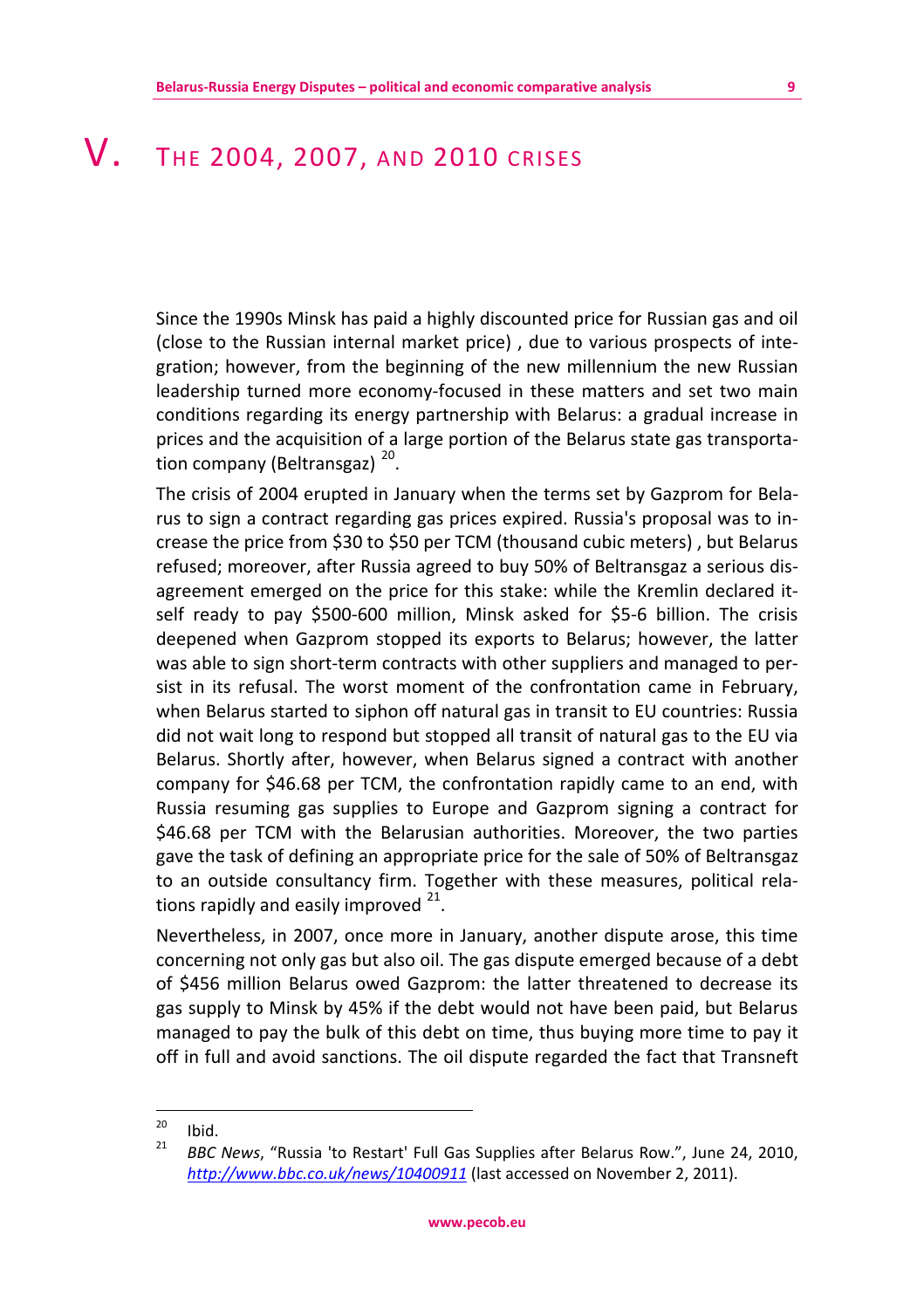# V. THE 2004, 2007, AND 2010 CRISES

Since the 1990s Minsk has paid a highly discounted price for Russian gas and oil (close to the Russian internal market price) , due to various prospects of integration; however, from the beginning of the new millennium the new Russian leadership turned more economy-focused in these matters and set two main conditions regarding its energy partnership with Belarus: a gradual increase in prices and the acquisition of a large portion of the Belarus state gas transportation company (Beltransgaz) [20].

The crisis of 2004 erupted in January when the terms set by Gazprom for Belarus to sign a contract regarding gas prices expired. Russia's proposal was to increase the price from $30 to $50 per TCM (thousand cubic meters) , but Belarus refused; moreover, after Russia agreed to buy 50% of Beltransgaz a serious disagreement emerged on the price for this stake: while the Kremlin declared itself ready to pay $500-600 million, Minsk asked for $5-6 billion. The crisis deepened when Gazprom stopped its exports to Belarus; however, the latter was able to sign short-term contracts with other suppliers and managed to persist in its refusal. The worst moment of the confrontation came in February, when Belarus started to siphon off natural gas in transit to EU countries: Russia did not wait long to respond but stopped all transit of natural gas to the EU via Belarus. Shortly after, however, when Belarus signed a contract with another company for $46.68 per TCM, the confrontation rapidly came to an end, with Russia resuming gas supplies to Europe and Gazprom signing a contract for $46.68 per TCM with the Belarusian authorities. Moreover, the two parties gave the task of defining an appropriate price for the sale of 50% of Beltransgaz to an outside consultancy firm. Together with these measures, political relations rapidly and easily improved [21].

Nevertheless, in 2007, once more in January, another dispute arose, this time concerning not only gas but also oil. The gas dispute emerged because of a debt of $456 million Belarus owed Gazprom: the latter threatened to decrease its gas supply to Minsk by 45% if the debt would not have being paid, but Belarus managed to pay the bulk of this debt on time, thus buying more time to pay it off in full and avoid sanctions. The oil dispute regarded the fact that Transneft

---

[20] Ibid.

[21] *BBC News*, "Russia 'to Restart' Full Gas Supplies after Belarus Row.", June 24, 2010, *http://www.bbc.co.uk/news/10400911* (last accessed on November 2, 2011).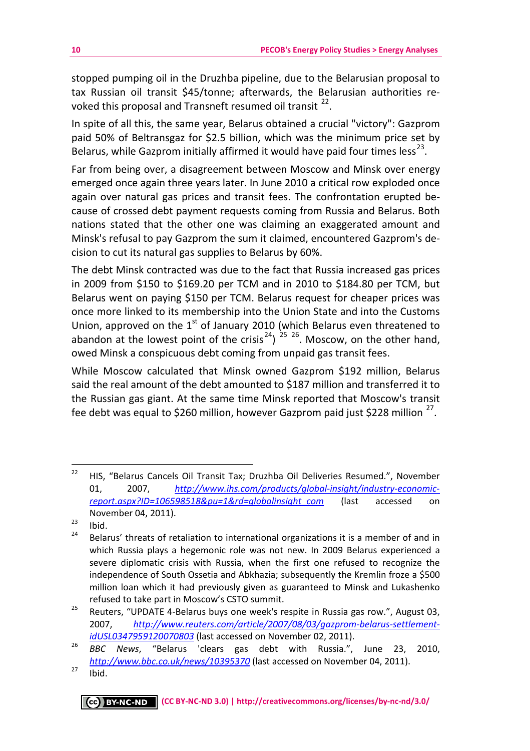stopped pumping oil in the Druzhba pipeline, due to the Belarusian proposal to tax Russian oil transit $45/tonne; afterwards, the Belarusian authorities revoked this proposal and Transneft resumed oil transit [22].

In spite of all this, the same year, Belarus obtained a crucial "victory": Gazprom paid 50% of Beltransgaz for $2.5 billion, which was the minimum price set by Belarus, while Gazprom initially affirmed it would have paid four times less[23].

Far from being over, a disagreement between Moscow and Minsk over energy emerged once again three years later. In June 2010 a critical row exploded once again over natural gas prices and transit fees. The confrontation erupted because of crossed debt payment requests coming from Russia and Belarus. Both nations stated that the other one was claiming an exaggerated amount and Minsk's refusal to pay Gazprom the sum it claimed, encountered Gazprom's decision to cut its natural gas supplies to Belarus by 60%.

The debt Minsk contracted was due to the fact that Russia increased gas prices in 2009 from $150 to $169.20 per TCM and in 2010 to $184.80 per TCM, but Belarus went on paying $150 per TCM. Belarus request for cheaper prices was once more linked to its membership into the Union State and into the Customs Union, approved on the 1st of January 2010 (which Belarus even threatened to abandon at the lowest point of the crisis[24]) [25] [26]. Moscow, on the other hand, owed Minsk a conspicuous debt coming from unpaid gas transit fees.

While Moscow calculated that Minsk owned Gazprom $192 million, Belarus said the real amount of the debt amounted to $187 million and transferred it to the Russian gas giant. At the same time Minsk reported that Moscow's transit fee debt was equal to $260 million, however Gazprom paid just $228 million [27].

---

[22] HIS, "Belarus Cancels Oil Transit Tax; Druzhba Oil Deliveries Resumed.", November 01, 2007, http://www.ihs.com/products/global-insight/industry-economic-report.aspx?ID=106598518&pu=1&rd=globalinsight_com (last accessed on November 04, 2011).

[23] Ibid.

[24] Belarus' threats of retaliation to international organizations it is a member of and in which Russia plays a hegemonic role was not new. In 2009 Belarus experienced a severe diplomatic crisis with Russia, when the first one refused to recognize the independence of South Ossetia and Abkhazia; subsequently the Kremlin froze a $500 million loan which it had previously given as guaranteed to Minsk and Lukashenko refused to take part in Moscow's CSTO summit.

[25] Reuters, "UPDATE 4-Belarus buys one week's respite in Russia gas row.", August 03, 2007, http://www.reuters.com/article/2007/08/03/gazprom-belarus-settlement-idUSL0347959120070803 (last accessed on November 02, 2011).

[26] *BBC News*, "Belarus 'clears gas debt with Russia.", June 23, 2010, http://www.bbc.co.uk/news/10395370 (last accessed on November 04, 2011).

[27] Ibid.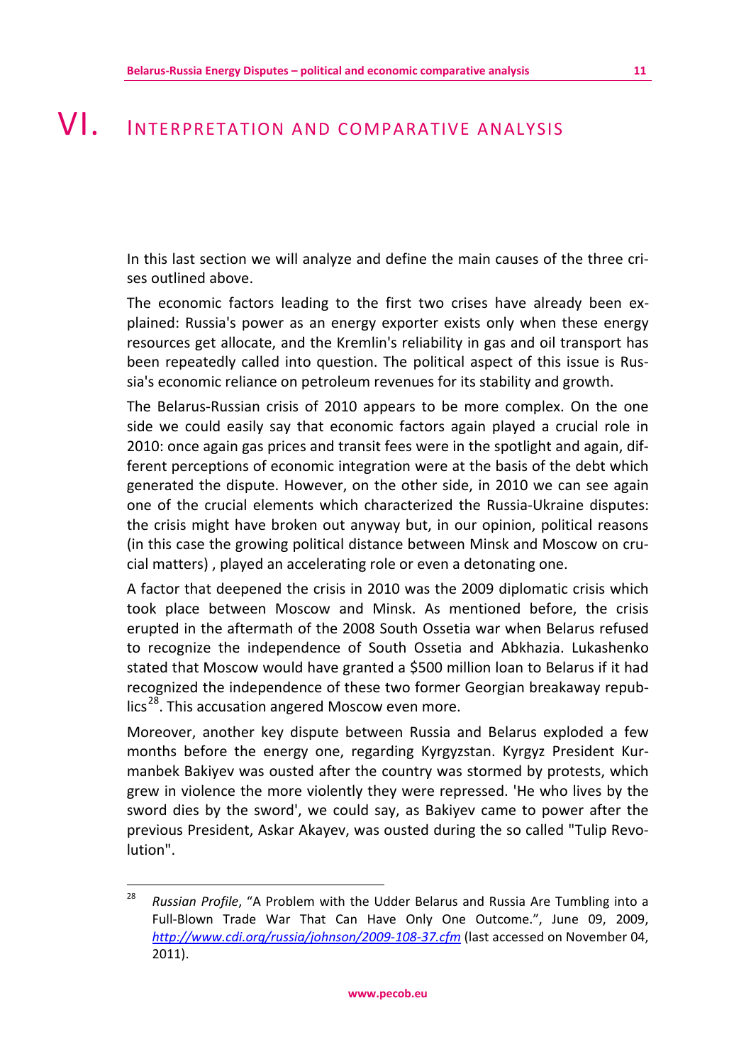# VI. Interpretation and comparative analysis

In this last section we will analyze and define the main causes of the three crises outlined above.

The economic factors leading to the first two crises have already been explained: Russia's power as an energy exporter exists only when these energy resources get allocate, and the Kremlin's reliability in gas and oil transport has been repeatedly called into question. The political aspect of this issue is Russia's economic reliance on petroleum revenues for its stability and growth.

The Belarus-Russian crisis of 2010 appears to be more complex. On the one side we could easily say that economic factors again played a crucial role in 2010: once again gas prices and transit fees were in the spotlight and again, different perceptions of economic integration were at the basis of the debt which generated the dispute. However, on the other side, in 2010 we can see again one of the crucial elements which characterized the Russia-Ukraine disputes: the crisis might have broken out anyway but, in our opinion, political reasons (in this case the growing political distance between Minsk and Moscow on crucial matters) , played an accelerating role or even a detonating one.

A factor that deepened the crisis in 2010 was the 2009 diplomatic crisis which took place between Moscow and Minsk. As mentioned before, the crisis erupted in the aftermath of the 2008 South Ossetia war when Belarus refused to recognize the independence of South Ossetia and Abkhazia. Lukashenko stated that Moscow would have granted a $500 million loan to Belarus if it had recognized the independence of these two former Georgian breakaway republics[28]. This accusation angered Moscow even more.

Moreover, another key dispute between Russia and Belarus exploded a few months before the energy one, regarding Kyrgyzstan. Kyrgyz President Kurmanbek Bakiyev was ousted after the country was stormed by protests, which grew in violence the more violently they were repressed. 'He who lives by the sword dies by the sword', we could say, as Bakiyev came to power after the previous President, Askar Akayev, was ousted during the so called "Tulip Revolution".

---

[28] *Russian Profile*, "A Problem with the Udder Belarus and Russia Are Tumbling into a Full-Blown Trade War That Can Have Only One Outcome.", June 09, 2009, *http://www.cdi.org/russia/johnson/2009-108-37.cfm* (last accessed on November 04, 2011).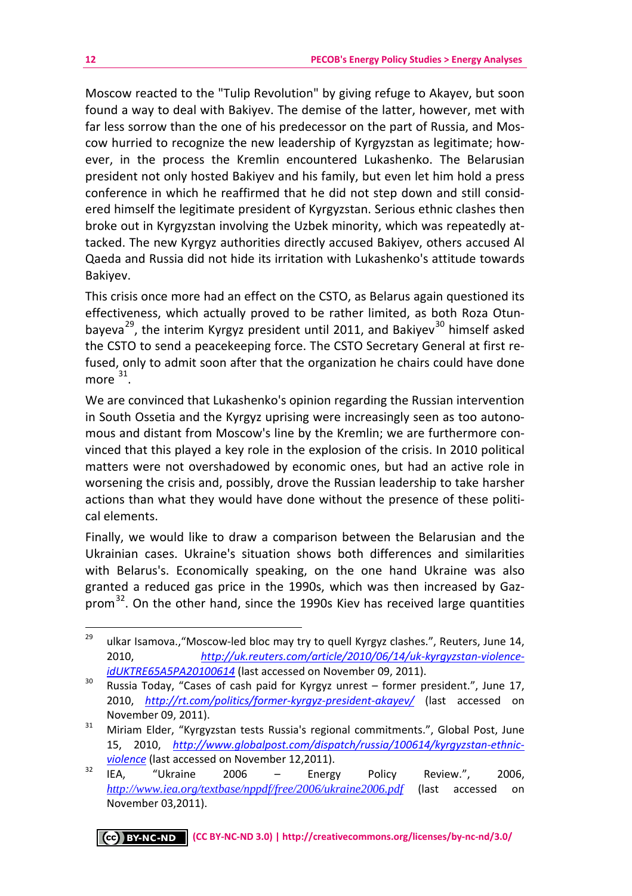Moscow reacted to the "Tulip Revolution" by giving refuge to Akayev, but soon found a way to deal with Bakiyev. The demise of the latter, however, met with far less sorrow than the one of his predecessor on the part of Russia, and Moscow hurried to recognize the new leadership of Kyrgyzstan as legitimate; however, in the process the Kremlin encountered Lukashenko. The Belarusian president not only hosted Bakiyev and his family, but even let him hold a press conference in which he reaffirmed that he did not step down and still considered himself the legitimate president of Kyrgyzstan. Serious ethnic clashes then broke out in Kyrgyzstan involving the Uzbek minority, which was repeatedly attacked. The new Kyrgyz authorities directly accused Bakiyev, others accused Al Qaeda and Russia did not hide its irritation with Lukashenko's attitude towards Bakiyev.

This crisis once more had an effect on the CSTO, as Belarus again questioned its effectiveness, which actually proved to be rather limited, as both Roza Otunbayeva[29], the interim Kyrgyz president until 2011, and Bakiyev[30] himself asked the CSTO to send a peacekeeping force. The CSTO Secretary General at first refused, only to admit soon after that the organization he chairs could have done more [31].

We are convinced that Lukashenko's opinion regarding the Russian intervention in South Ossetia and the Kyrgyz uprising were increasingly seen as too autonomous and distant from Moscow's line by the Kremlin; we are furthermore convinced that this played a key role in the explosion of the crisis. In 2010 political matters were not overshadowed by economic ones, but had an active role in worsening the crisis and, possibly, drove the Russian leadership to take harsher actions than what they would have done without the presence of these political elements.

Finally, we would like to draw a comparison between the Belarusian and the Ukrainian cases. Ukraine's situation shows both differences and similarities with Belarus's. Economically speaking, on the one hand Ukraine was also granted a reduced gas price in the 1990s, which was then increased by Gazprom[32]. On the other hand, since the 1990s Kiev has received large quantities

---

[29] ulkar Isamova.,"Moscow-led bloc may try to quell Kyrgyz clashes.", Reuters, June 14, 2010, *http://uk.reuters.com/article/2010/06/14/uk-kyrgyzstan-violence-idUKTRE65A5PA20100614* (last accessed on November 09, 2011).

[30] Russia Today, "Cases of cash paid for Kyrgyz unrest – former president.", June 17, 2010, *http://rt.com/politics/former-kyrgyz-president-akayev/* (last accessed on November 09, 2011).

[31] Miriam Elder, "Kyrgyzstan tests Russia's regional commitments.", Global Post, June 15, 2010, *http://www.globalpost.com/dispatch/russia/100614/kyrgyzstan-ethnic-violence* (last accessed on November 12,2011).

[32] IEA, "Ukraine 2006 – Energy Policy Review.", 2006, *http://www.iea.org/textbase/nppdf/free/2006/ukraine2006.pdf* (last accessed on November 03,2011).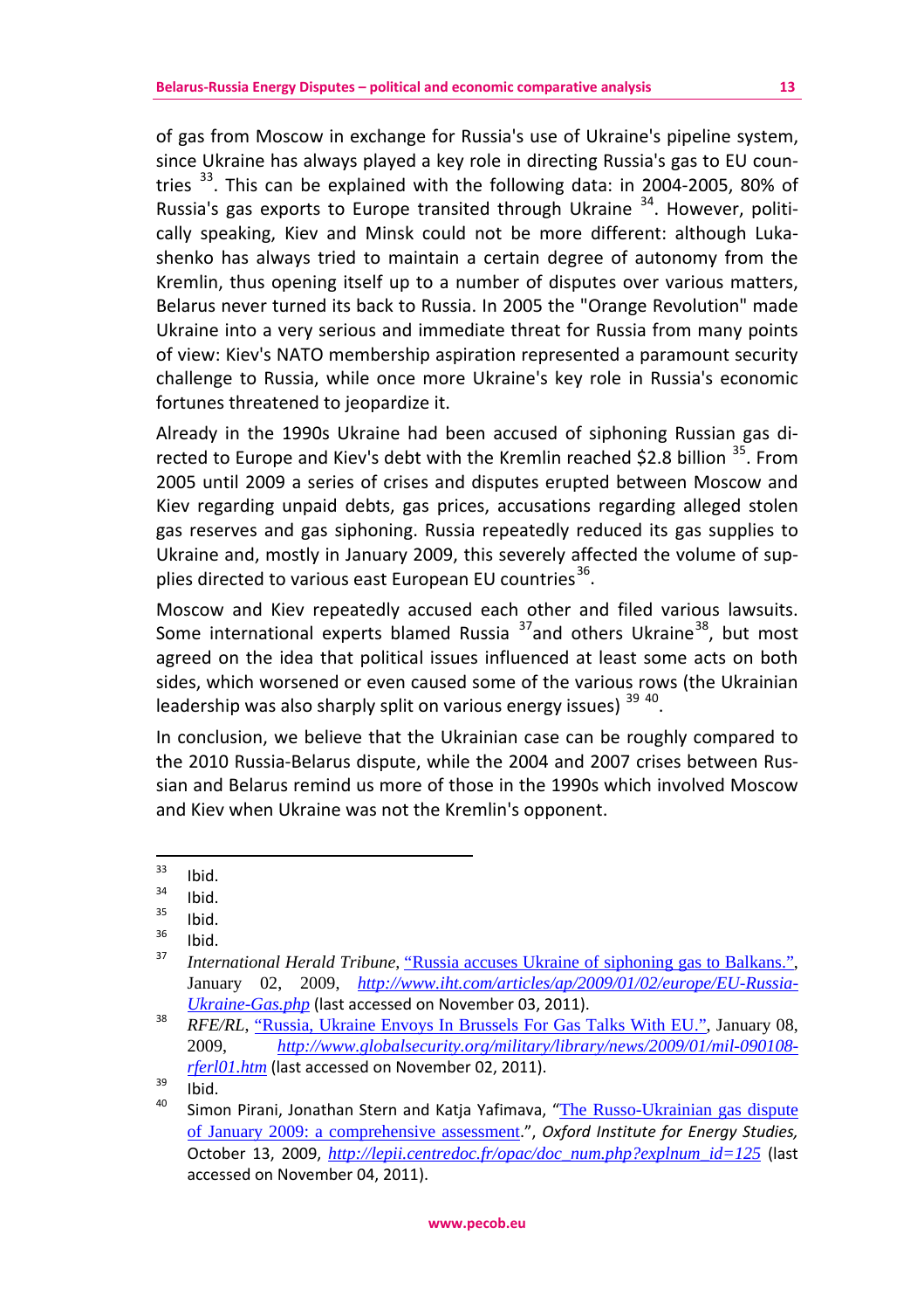of gas from Moscow in exchange for Russia's use of Ukraine's pipeline system, since Ukraine has always played a key role in directing Russia's gas to EU countries [33]. This can be explained with the following data: in 2004-2005, 80% of Russia's gas exports to Europe transited through Ukraine [34]. However, politically speaking, Kiev and Minsk could not be more different: although Lukashenko has always tried to maintain a certain degree of autonomy from the Kremlin, thus opening itself up to a number of disputes over various matters, Belarus never turned its back to Russia. In 2005 the "Orange Revolution" made Ukraine into a very serious and immediate threat for Russia from many points of view: Kiev's NATO membership aspiration represented a paramount security challenge to Russia, while once more Ukraine's key role in Russia's economic fortunes threatened to jeopardize it.

Already in the 1990s Ukraine had been accused of siphoning Russian gas directed to Europe and Kiev's debt with the Kremlin reached $2.8 billion [35]. From 2005 until 2009 a series of crises and disputes erupted between Moscow and Kiev regarding unpaid debts, gas prices, accusations regarding alleged stolen gas reserves and gas siphoning. Russia repeatedly reduced its gas supplies to Ukraine and, mostly in January 2009, this severely affected the volume of supplies directed to various east European EU countries[36].

Moscow and Kiev repeatedly accused each other and filed various lawsuits. Some international experts blamed Russia [37]and others Ukraine[38], but most agreed on the idea that political issues influenced at least some acts on both sides, which worsened or even caused some of the various rows (the Ukrainian leadership was also sharply split on various energy issues) [39] [40].

In conclusion, we believe that the Ukrainian case can be roughly compared to the 2010 Russia-Belarus dispute, while the 2004 and 2007 crises between Russian and Belarus remind us more of those in the 1990s which involved Moscow and Kiev when Ukraine was not the Kremlin's opponent.

---

[33] Ibid.

[34] Ibid.

[35] Ibid.

[36] Ibid.

[37] *International Herald Tribune*, "Russia accuses Ukraine of siphoning gas to Balkans.", January 02, 2009, *http://www.iht.com/articles/ap/2009/01/02/europe/EU-Russia-Ukraine-Gas.php* (last accessed on November 03, 2011).

[38] *RFE/RL*, "Russia, Ukraine Envoys In Brussels For Gas Talks With EU.", January 08, 2009, *http://www.globalsecurity.org/military/library/news/2009/01/mil-090108-rferl01.htm* (last accessed on November 02, 2011).

[39] Ibid.

[40] Simon Pirani, Jonathan Stern and Katja Yafimava, "The Russo-Ukrainian gas dispute of January 2009: a comprehensive assessment.", *Oxford Institute for Energy Studies,* October 13, 2009, *http://lepii.centredoc.fr/opac/doc_num.php?explnum_id=125* (last accessed on November 04, 2011).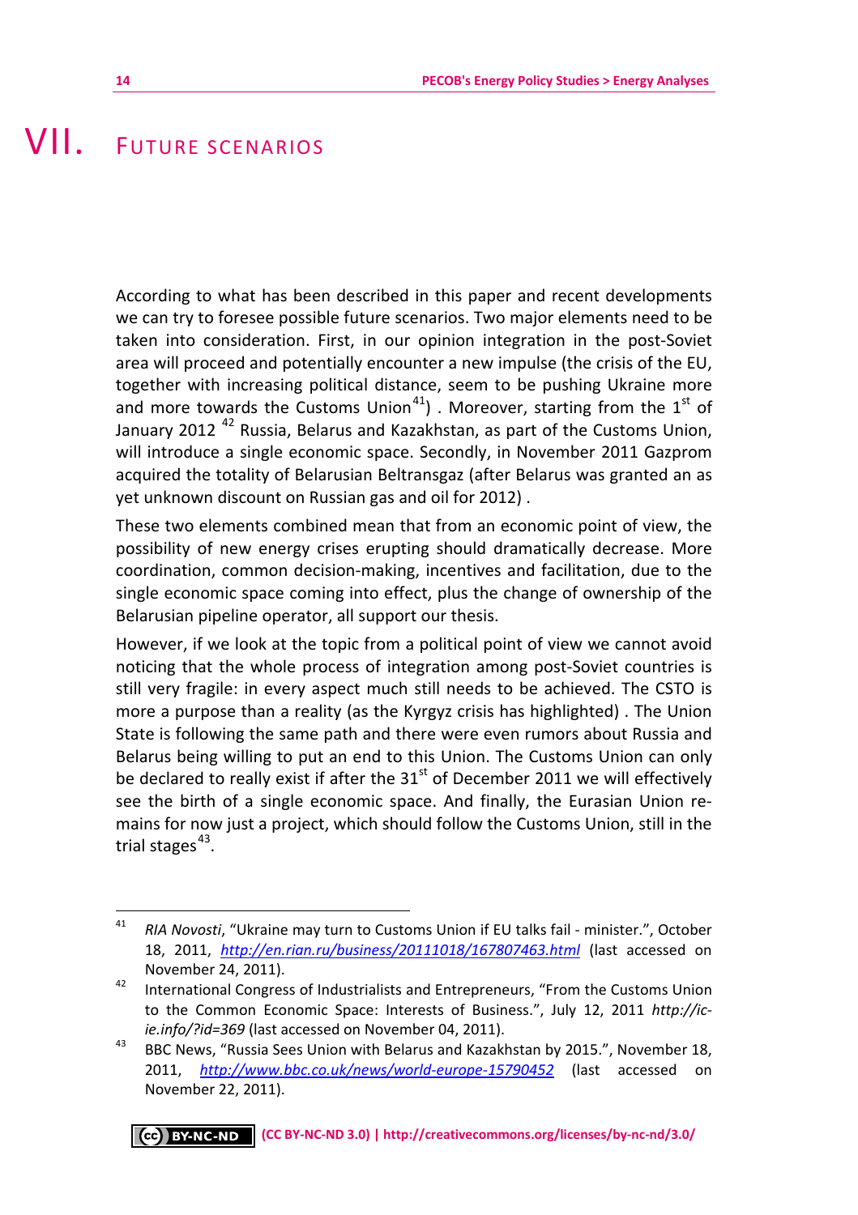# VII. FUTURE SCENARIOS

According to what has been described in this paper and recent developments we can try to foresee possible future scenarios. Two major elements need to be taken into consideration. First, in our opinion integration in the post-Soviet area will proceed and potentially encounter a new impulse (the crisis of the EU, together with increasing political distance, seem to be pushing Ukraine more and more towards the Customs Union[41]) . Moreover, starting from the 1st of January 2012 [42] Russia, Belarus and Kazakhstan, as part of the Customs Union, will introduce a single economic space. Secondly, in November 2011 Gazprom acquired the totality of Belarusian Beltransgaz (after Belarus was granted an as yet unknown discount on Russian gas and oil for 2012) .

These two elements combined mean that from an economic point of view, the possibility of new energy crises erupting should dramatically decrease. More coordination, common decision-making, incentives and facilitation, due to the single economic space coming into effect, plus the change of ownership of the Belarusian pipeline operator, all support our thesis.

However, if we look at the topic from a political point of view we cannot avoid noticing that the whole process of integration among post-Soviet countries is still very fragile: in every aspect much still needs to be achieved. The CSTO is more a purpose than a reality (as the Kyrgyz crisis has highlighted) . The Union State is following the same path and there were even rumors about Russia and Belarus being willing to put an end to this Union. The Customs Union can only be declared to really exist if after the 31st of December 2011 we will effectively see the birth of a single economic space. And finally, the Eurasian Union remains for now just a project, which should follow the Customs Union, still in the trial stages[43].

---

[41] *RIA Novosti*, "Ukraine may turn to Customs Union if EU talks fail - minister.", October 18, 2011, *http://en.rian.ru/business/20111018/167807463.html* (last accessed on November 24, 2011).

[42] International Congress of Industrialists and Entrepreneurs, "From the Customs Union to the Common Economic Space: Interests of Business.", July 12, 2011 *http://ic-ie.info/?id=369* (last accessed on November 04, 2011).

[43] BBC News, "Russia Sees Union with Belarus and Kazakhstan by 2015.", November 18, 2011, *http://www.bbc.co.uk/news/world-europe-15790452* (last accessed on November 22, 2011).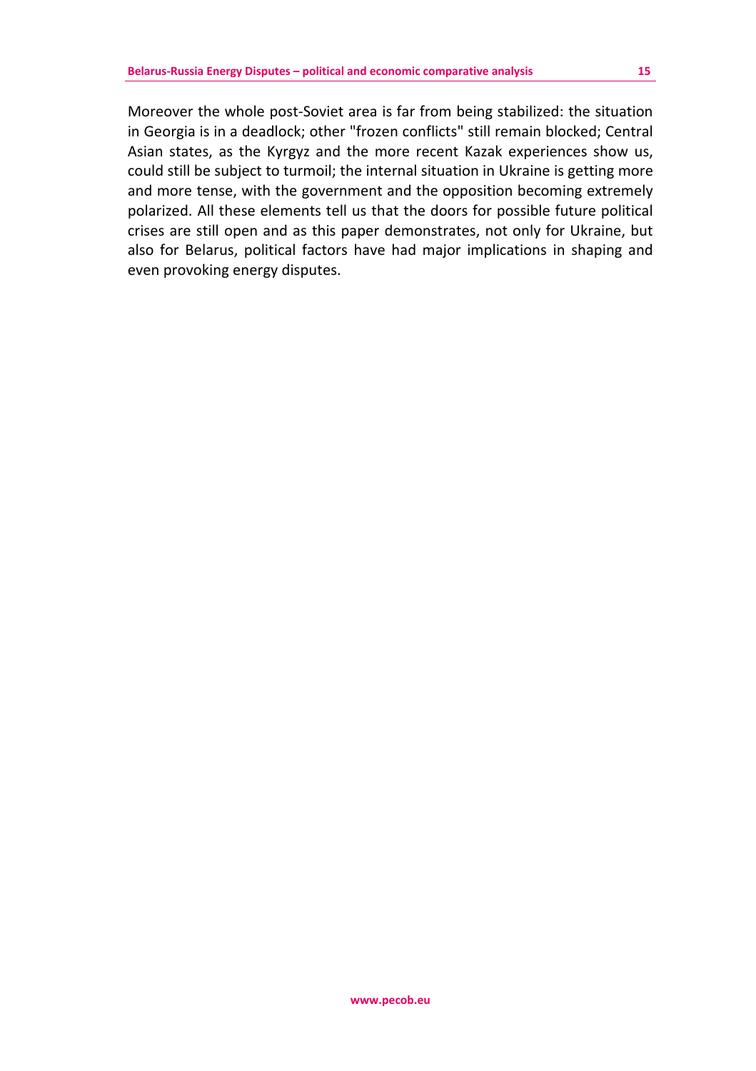Moreover the whole post-Soviet area is far from being stabilized: the situation in Georgia is in a deadlock; other "frozen conflicts" still remain blocked; Central Asian states, as the Kyrgyz and the more recent Kazak experiences show us, could still be subject to turmoil; the internal situation in Ukraine is getting more and more tense, with the government and the opposition becoming extremely polarized. All these elements tell us that the doors for possible future political crises are still open and as this paper demonstrates, not only for Ukraine, but also for Belarus, political factors have had major implications in shaping and even provoking energy disputes.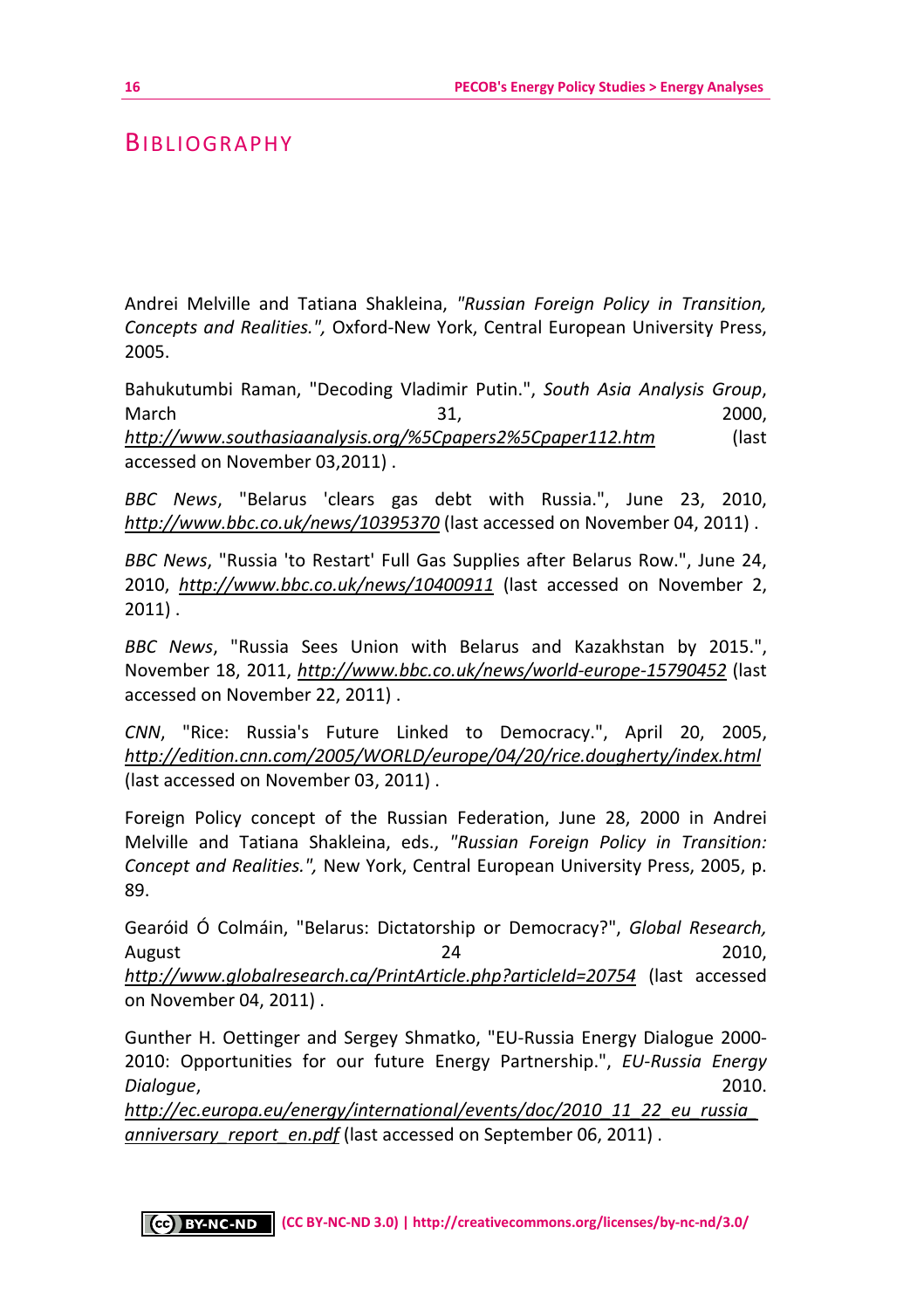# BIBLIOGRAPHY

Andrei Melville and Tatiana Shakleina, *"Russian Foreign Policy in Transition, Concepts and Realities.",* Oxford-New York, Central European University Press, 2005.

Bahukutumbi Raman, "Decoding Vladimir Putin.", *South Asia Analysis Group*, March 31, 2000, *http://www.southasiaanalysis.org/%5Cpapers2%5Cpaper112.htm* (last accessed on November 03,2011) .

*BBC News*, "Belarus 'clears gas debt with Russia.", June 23, 2010, *http://www.bbc.co.uk/news/10395370* (last accessed on November 04, 2011) .

*BBC News*, "Russia 'to Restart' Full Gas Supplies after Belarus Row.", June 24, 2010, *http://www.bbc.co.uk/news/10400911* (last accessed on November 2, 2011) .

*BBC News*, "Russia Sees Union with Belarus and Kazakhstan by 2015.", November 18, 2011, *http://www.bbc.co.uk/news/world-europe-15790452* (last accessed on November 22, 2011) .

*CNN*, "Rice: Russia's Future Linked to Democracy.", April 20, 2005, *http://edition.cnn.com/2005/WORLD/europe/04/20/rice.dougherty/index.html* (last accessed on November 03, 2011) .

Foreign Policy concept of the Russian Federation, June 28, 2000 in Andrei Melville and Tatiana Shakleina, eds., *"Russian Foreign Policy in Transition: Concept and Realities.",* New York, Central European University Press, 2005, p. 89.

Gearóid Ó Colmáin, "Belarus: Dictatorship or Democracy?", *Global Research,* August 24 2010, *http://www.globalresearch.ca/PrintArticle.php?articleId=20754* (last accessed on November 04, 2011) .

Gunther H. Oettinger and Sergey Shmatko, "EU-Russia Energy Dialogue 2000-2010: Opportunities for our future Energy Partnership.", *EU-Russia Energy Dialogue*, 2010. *http://ec.europa.eu/energy/international/events/doc/2010_11_22_eu_russia_anniversary_report_en.pdf* (last accessed on September 06, 2011) .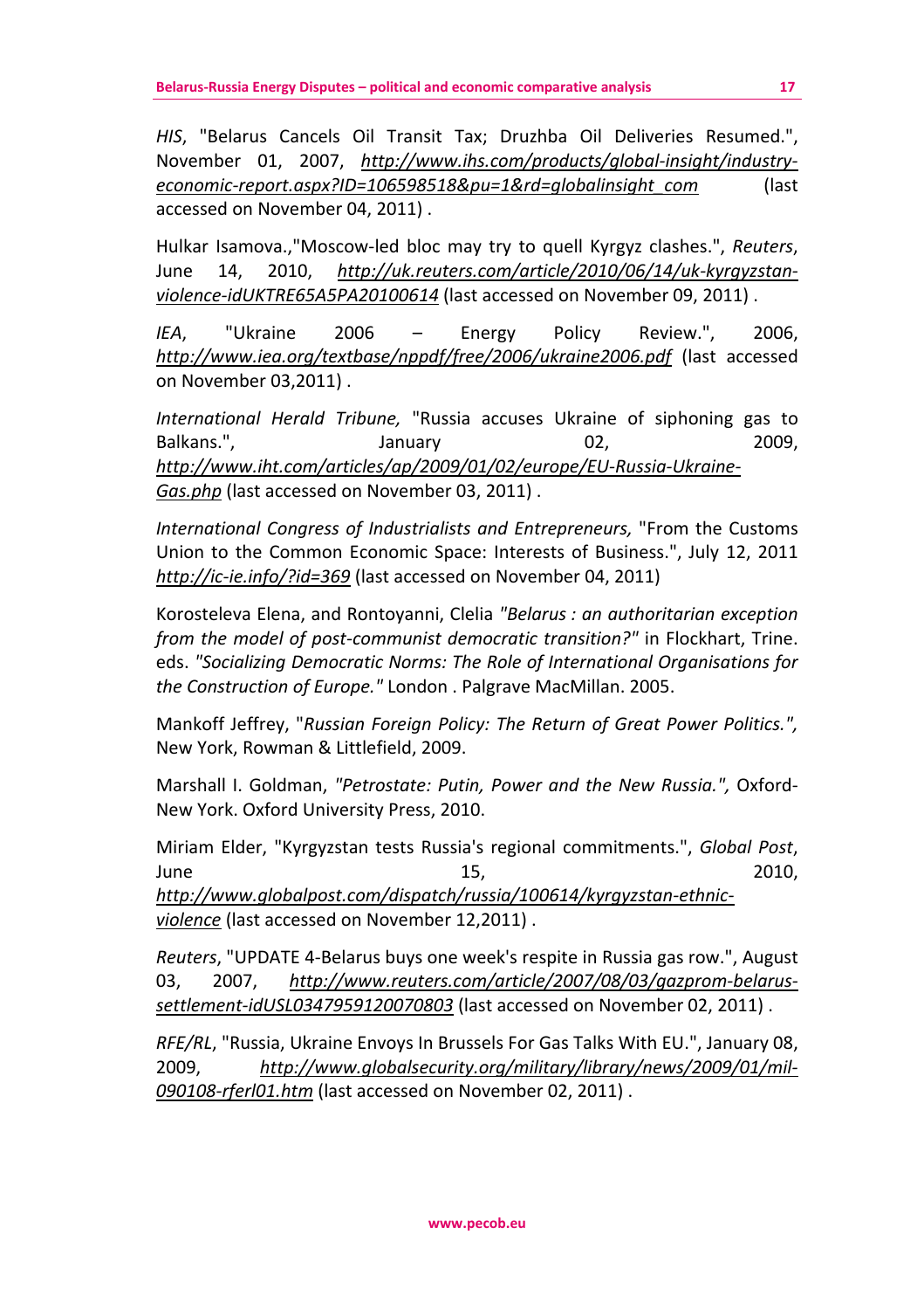*HIS*, "Belarus Cancels Oil Transit Tax; Druzhba Oil Deliveries Resumed.", November 01, 2007, *http://www.ihs.com/products/global-insight/industry-economic-report.aspx?ID=106598518&pu=1&rd=globalinsight_com* (last accessed on November 04, 2011) .

Hulkar Isamova.,"Moscow-led bloc may try to quell Kyrgyz clashes.", *Reuters*, June 14, 2010, *http://uk.reuters.com/article/2010/06/14/uk-kyrgyzstan-violence-idUKTRE65A5PA20100614* (last accessed on November 09, 2011) .

*IEA*, "Ukraine 2006 – Energy Policy Review.", 2006, *http://www.iea.org/textbase/nppdf/free/2006/ukraine2006.pdf* (last accessed on November 03,2011) .

*International Herald Tribune,* "Russia accuses Ukraine of siphoning gas to Balkans.", January 02, 2009, *http://www.iht.com/articles/ap/2009/01/02/europe/EU-Russia-Ukraine-Gas.php* (last accessed on November 03, 2011) .

*International Congress of Industrialists and Entrepreneurs,* "From the Customs Union to the Common Economic Space: Interests of Business.", July 12, 2011 *http://ic-ie.info/?id=369* (last accessed on November 04, 2011)

Korosteleva Elena, and Rontoyanni, Clelia *"Belarus : an authoritarian exception from the model of post-communist democratic transition?"* in Flockhart, Trine. eds. *"Socializing Democratic Norms: The Role of International Organisations for the Construction of Europe."* London . Palgrave MacMillan. 2005.

Mankoff Jeffrey, "*Russian Foreign Policy: The Return of Great Power Politics.",* New York, Rowman & Littlefield, 2009.

Marshall I. Goldman, *"Petrostate: Putin, Power and the New Russia.",* Oxford-New York. Oxford University Press, 2010.

Miriam Elder, "Kyrgyzstan tests Russia's regional commitments.", *Global Post*, June 15, 2010, *http://www.globalpost.com/dispatch/russia/100614/kyrgyzstan-ethnic-violence* (last accessed on November 12,2011) .

*Reuters*, "UPDATE 4-Belarus buys one week's respite in Russia gas row.", August 03, 2007, *http://www.reuters.com/article/2007/08/03/gazprom-belarus-settlement-idUSL0347959120070803* (last accessed on November 02, 2011) .

*RFE/RL*, "Russia, Ukraine Envoys In Brussels For Gas Talks With EU.", January 08, 2009, *http://www.globalsecurity.org/military/library/news/2009/01/mil-090108-rferl01.htm* (last accessed on November 02, 2011) .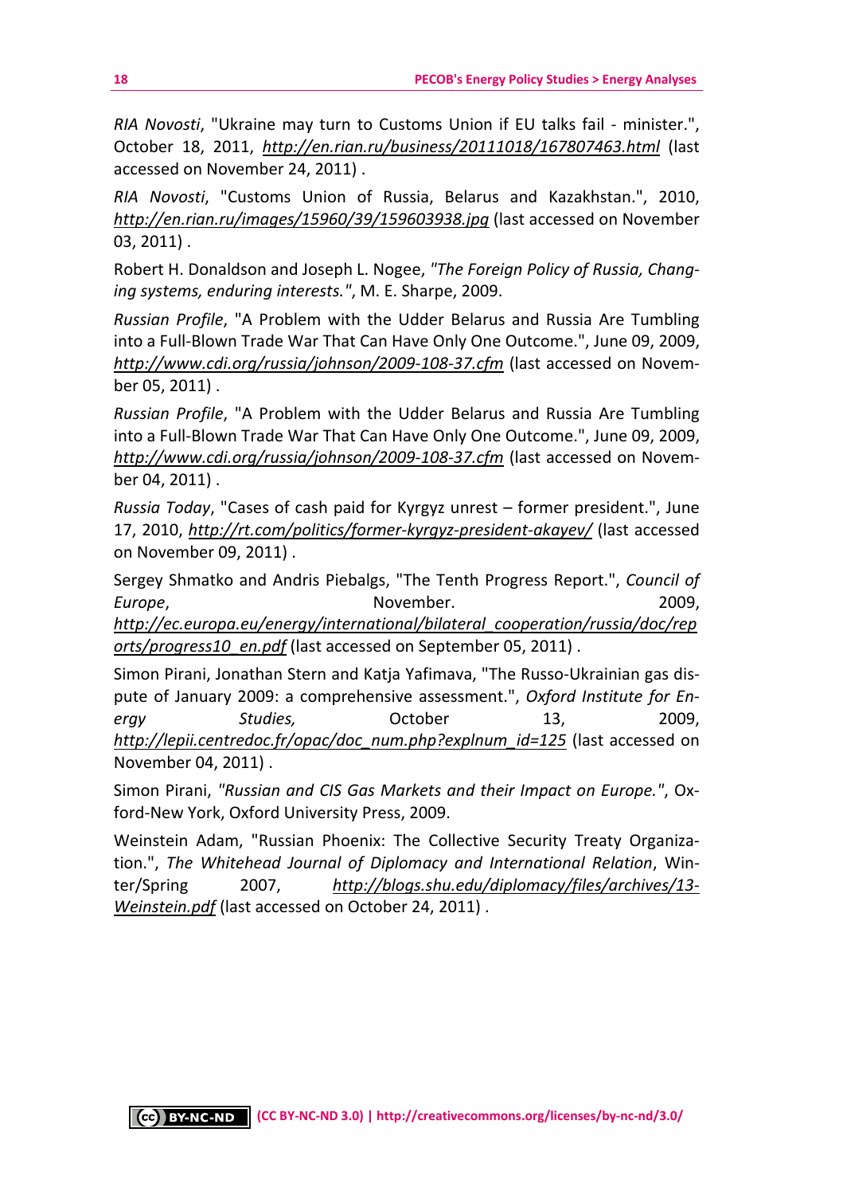*RIA Novosti*, "Ukraine may turn to Customs Union if EU talks fail - minister.", October 18, 2011, *http://en.rian.ru/business/20111018/167807463.html* (last accessed on November 24, 2011) .

*RIA Novosti*, "Customs Union of Russia, Belarus and Kazakhstan.", 2010, *http://en.rian.ru/images/15960/39/159603938.jpg* (last accessed on November 03, 2011) .

Robert H. Donaldson and Joseph L. Nogee, *"The Foreign Policy of Russia, Changing systems, enduring interests."*, M. E. Sharpe, 2009.

*Russian Profile*, "A Problem with the Udder Belarus and Russia Are Tumbling into a Full-Blown Trade War That Can Have Only One Outcome.", June 09, 2009, *http://www.cdi.org/russia/johnson/2009-108-37.cfm* (last accessed on November 05, 2011) .

*Russian Profile*, "A Problem with the Udder Belarus and Russia Are Tumbling into a Full-Blown Trade War That Can Have Only One Outcome.", June 09, 2009, *http://www.cdi.org/russia/johnson/2009-108-37.cfm* (last accessed on November 04, 2011) .

*Russia Today*, "Cases of cash paid for Kyrgyz unrest – former president.", June 17, 2010, *http://rt.com/politics/former-kyrgyz-president-akayev/* (last accessed on November 09, 2011) .

Sergey Shmatko and Andris Piebalgs, "The Tenth Progress Report.", *Council of Europe*, November. 2009, *http://ec.europa.eu/energy/international/bilateral_cooperation/russia/doc/reports/progress10_en.pdf* (last accessed on September 05, 2011) .

Simon Pirani, Jonathan Stern and Katja Yafimava, "The Russo-Ukrainian gas dispute of January 2009: a comprehensive assessment.", *Oxford Institute for Energy Studies,* October 13, 2009, *http://lepii.centredoc.fr/opac/doc_num.php?explnum_id=125* (last accessed on November 04, 2011) .

Simon Pirani, *"Russian and CIS Gas Markets and their Impact on Europe."*, Oxford-New York, Oxford University Press, 2009.

Weinstein Adam, "Russian Phoenix: The Collective Security Treaty Organization.", *The Whitehead Journal of Diplomacy and International Relation*, Winter/Spring 2007, *http://blogs.shu.edu/diplomacy/files/archives/13-Weinstein.pdf* (last accessed on October 24, 2011) .